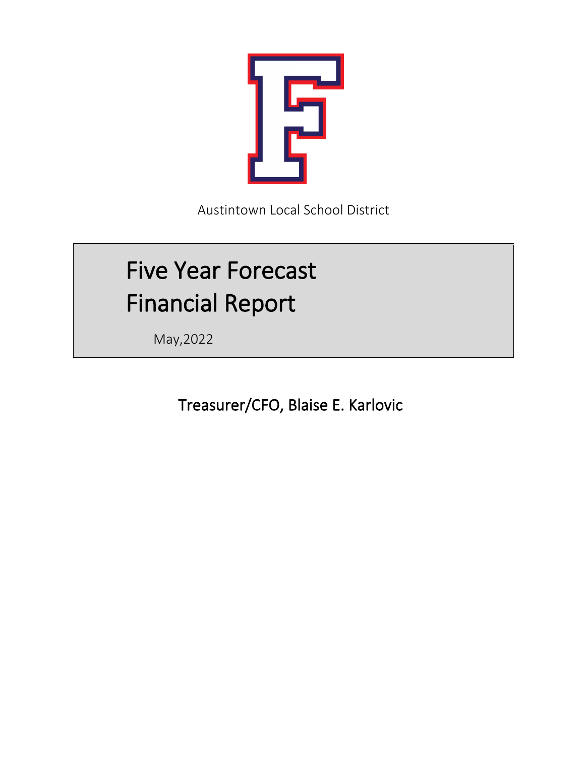Austintown Local School District

# Five Year Forecast Financial Report

May,2022

Treasurer/CFO, Blaise E. Karlovic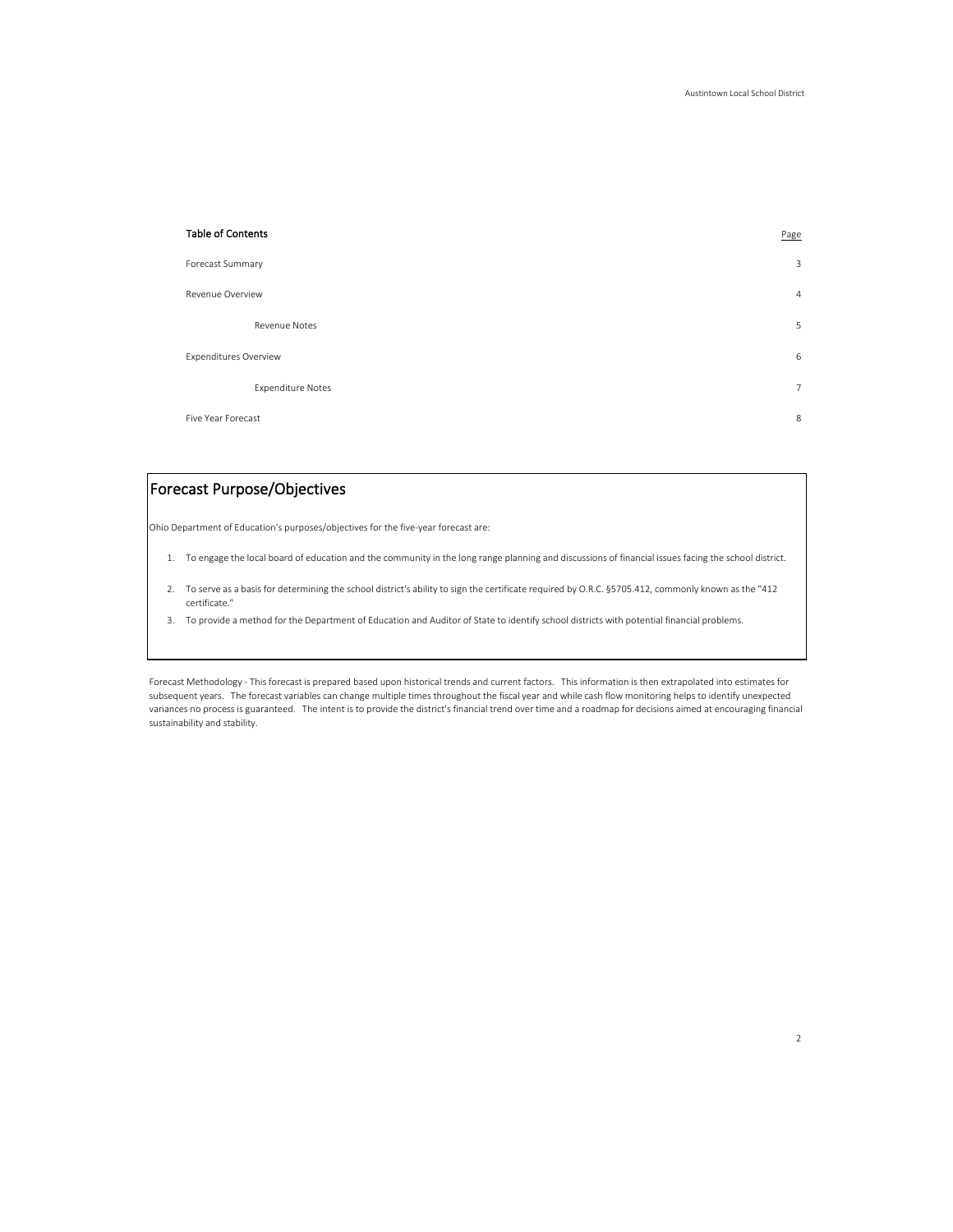| Table of Contents | Page |
| --- | --- |
| Forecast Summary | 3 |
| Revenue Overview | 4 |
| Revenue Notes | 5 |
| Expenditures Overview | 6 |
| Expenditure Notes | 7 |
| Five Year Forecast | 8 |

## Forecast Purpose/Objectives

Ohio Department of Education's purposes/objectives for the five-year forecast are:

1. To engage the local board of education and the community in the long range planning and discussions of financial issues facing the school district.
2. To serve as a basis for determining the school district's ability to sign the certificate required by O.R.C. §5705.412, commonly known as the "412 certificate."
3. To provide a method for the Department of Education and Auditor of State to identify school districts with potential financial problems.

Forecast Methodology - This forecast is prepared based upon historical trends and current factors. This information is then extrapolated into estimates for subsequent years. The forecast variables can change multiple times throughout the fiscal year and while cash flow monitoring helps to identify unexpected variances no process is guaranteed. The intent is to provide the district's financial trend over time and a roadmap for decisions aimed at encouraging financial sustainability and stability.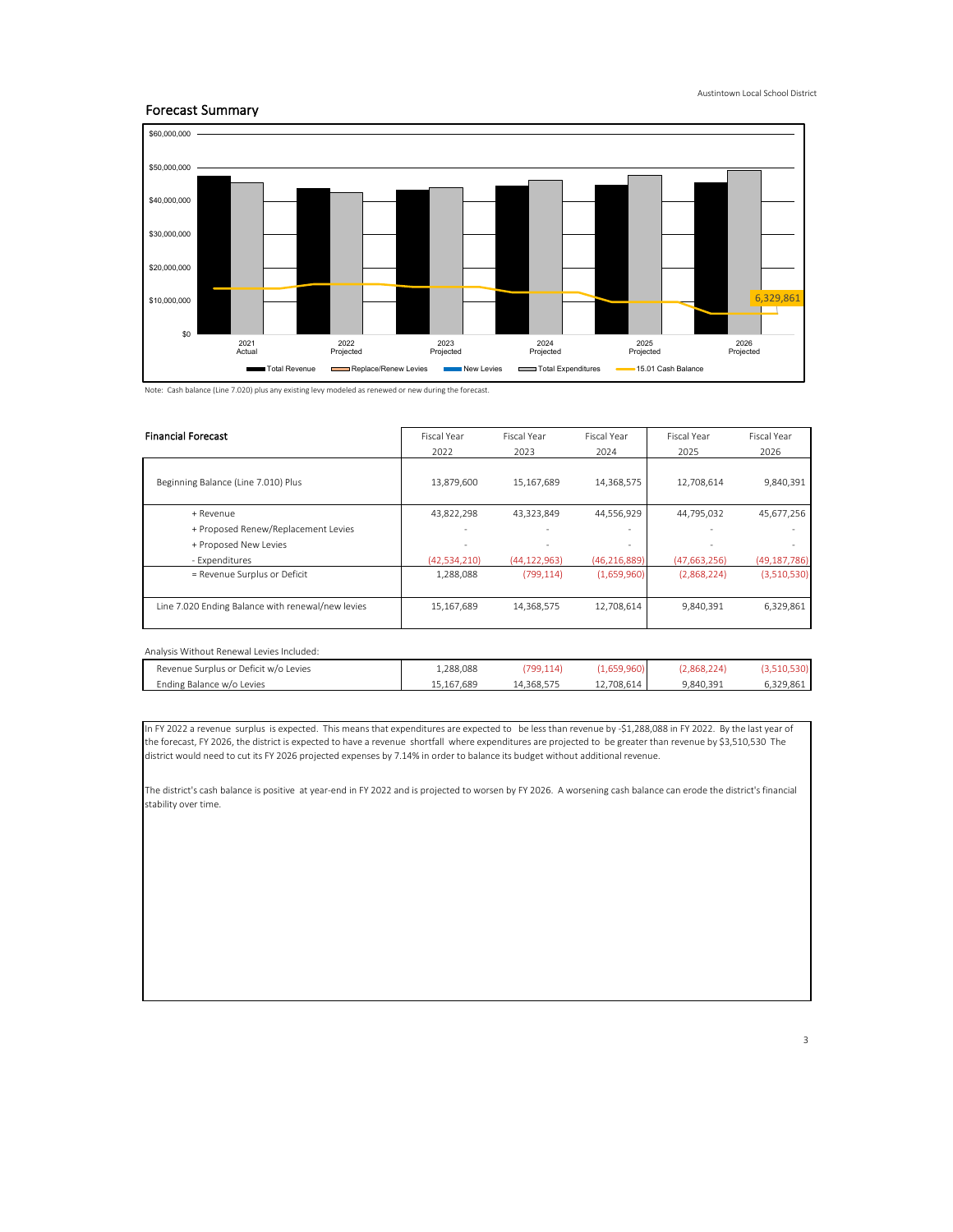## Forecast Summary

Note: Cash balance (Line 7.020) plus any existing levy modeled as renewed or new during the forecast.

| Financial Forecast | Fiscal Year 2022 | Fiscal Year 2023 | Fiscal Year 2024 | Fiscal Year 2025 | Fiscal Year 2026 |
|---|---|---|---|---|---|
| Beginning Balance (Line 7.010) Plus | 13,879,600 | 15,167,689 | 14,368,575 | 12,708,614 | 9,840,391 |
| + Revenue | 43,822,298 | 43,323,849 | 44,556,929 | 44,795,032 | 45,677,256 |
| + Proposed Renew/Replacement Levies | - | - | - | - | - |
| + Proposed New Levies | - | - | - | - | - |
| - Expenditures | (42,534,210) | (44,122,963) | (46,216,889) | (47,663,256) | (49,187,786) |
| = Revenue Surplus or Deficit | 1,288,088 | (799,114) | (1,659,960) | (2,868,224) | (3,510,530) |
| Line 7.020 Ending Balance with renewal/new levies | 15,167,689 | 14,368,575 | 12,708,614 | 9,840,391 | 6,329,861 |

Analysis Without Renewal Levies Included:

| | | | | | |
|---|---|---|---|---|---|
| Revenue Surplus or Deficit w/o Levies | 1,288,088 | (799,114) | (1,659,960) | (2,868,224) | (3,510,530) |
| Ending Balance w/o Levies | 15,167,689 | 14,368,575 | 12,708,614 | 9,840,391 | 6,329,861 |

In FY 2022 a revenue surplus is expected. This means that expenditures are expected to be less than revenue by -$1,288,088 in FY 2022. By the last year of the forecast, FY 2026, the district is expected to have a revenue shortfall where expenditures are projected to be greater than revenue by $3,510,530 The district would need to cut its FY 2026 projected expenses by 7.14% in order to balance its budget without additional revenue.

The district's cash balance is positive at year-end in FY 2022 and is projected to worsen by FY 2026. A worsening cash balance can erode the district's financial stability over time.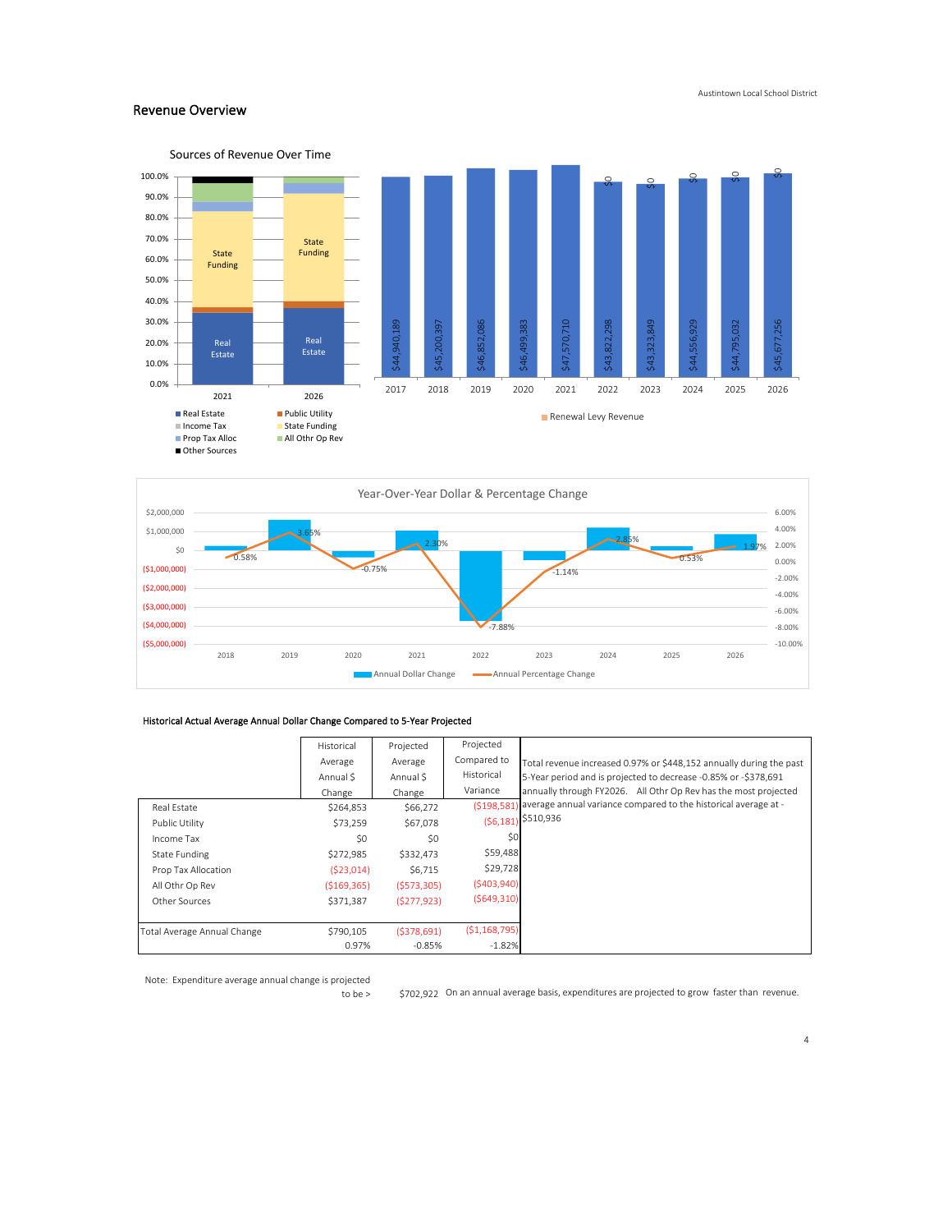## Revenue Overview

### Sources of Revenue Over Time

| Year | Revenue | Renewal Levy Revenue |
|---|---|---|
| 2017 | $44,940,189 | |
| 2018 | $45,200,397 | |
| 2019 | $46,852,086 | |
| 2020 | $46,499,383 | |
| 2021 | $47,570,710 | |
| 2022 | $43,822,298 | $0 |
| 2023 | $43,323,849 | $0 |
| 2024 | $44,556,929 | $0 |
| 2025 | $44,795,032 | $0 |
| 2026 | $45,677,256 | $0 |

Legend: Real Estate, Public Utility, Income Tax, State Funding, Prop Tax Alloc, All Othr Op Rev, Other Sources

### Year-Over-Year Dollar & Percentage Change

| Year | Annual Percentage Change |
|---|---|
| 2018 | 0.58% |
| 2019 | 3.65% |
| 2020 | -0.75% |
| 2021 | 2.30% |
| 2022 | -7.88% |
| 2023 | -1.14% |
| 2024 | 2.85% |
| 2025 | 0.53% |
| 2026 | 1.97% |

### Historical Actual Average Annual Dollar Change Compared to 5-Year Projected

| | Historical Average Annual $ Change | Projected Average Annual $ Change | Projected Compared to Historical Variance |
|---|---|---|---|
| Real Estate | $264,853 | $66,272 | ($198,581) |
| Public Utility | $73,259 | $67,078 | ($6,181) |
| Income Tax | $0 | $0 | $0 |
| State Funding | $272,985 | $332,473 | $59,488 |
| Prop Tax Allocation | ($23,014) | $6,715 | $29,728 |
| All Othr Op Rev | ($169,365) | ($573,305) | ($403,940) |
| Other Sources | $371,387 | ($277,923) | ($649,310) |
| Total Average Annual Change | $790,105 | ($378,691) | ($1,168,795) |
| | 0.97% | -0.85% | -1.82% |

Total revenue increased 0.97% or $448,152 annually during the past 5-Year period and is projected to decrease -0.85% or -$378,691 annually through FY2026. All Othr Op Rev has the most projected average annual variance compared to the historical average at -$510,936

Note: Expenditure average annual change is projected to be > $702,922 On an annual average basis, expenditures are projected to grow faster than revenue.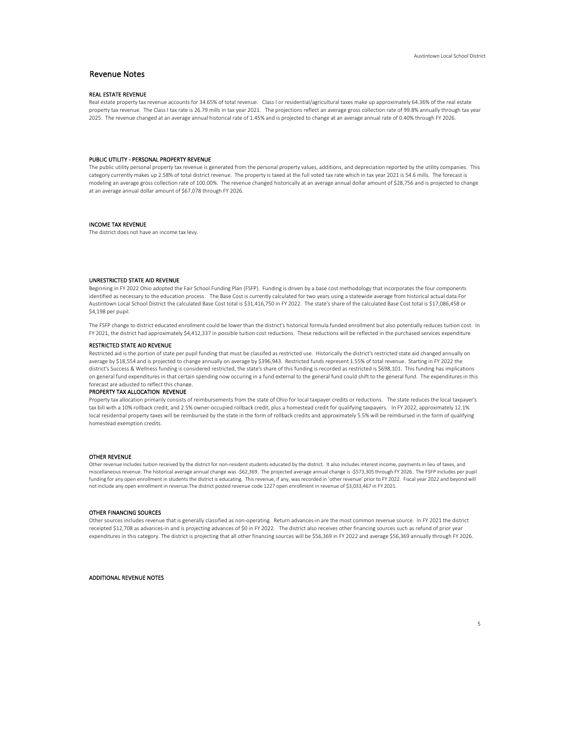# Revenue Notes

### REAL ESTATE REVENUE

Real estate property tax revenue accounts for 34.65% of total revenue. Class I or residential/agricultural taxes make up approximately 64.36% of the real estate property tax revenue. The Class I tax rate is 26.79 mills in tax year 2021. The projections reflect an average gross collection rate of 99.8% annually through tax year 2025. The revenue changed at an average annual historical rate of 1.45% and is projected to change at an average annual rate of 0.40% through FY 2026.

### PUBLIC UTILITY - PERSONAL PROPERTY REVENUE

The public utility personal property tax revenue is generated from the personal property values, additions, and depreciation reported by the utility companies. This category currently makes up 2.58% of total district revenue. The property is taxed at the full voted tax rate which in tax year 2021 is 54.6 mills. The forecast is modeling an average gross collection rate of 100.00%. The revenue changed historically at an average annual dollar amount of $28,756 and is projected to change at an average annual dollar amount of $67,078 through FY 2026.

### INCOME TAX REVENUE

The district does not have an income tax levy.

### UNRESTRICTED STATE AID REVENUE

Beginning in FY 2022 Ohio adopted the Fair School Funding Plan (FSFP). Funding is driven by a base cost methodology that incorporates the four components identified as necessary to the education process. The Base Cost is currently calculated for two years using a statewide average from historical actual data.For Austintown Local School District the calculated Base Cost total is $31,416,750 in FY 2022. The state's share of the calculated Base Cost total is $17,086,458 or $4,198 per pupil.

The FSFP change to district educated enrollment could be lower than the district's historical formula funded enrollment but also potentially reduces tuition cost. In FY 2021, the district had approximately $4,412,337 in possible tuition cost reductions. These reductions will be reflected in the purchased services expenditure

### RESTRICTED STATE AID REVENUE

Restricted aid is the portion of state per pupil funding that must be classifed as restricted use. Historically the district's restricted state aid changed annually on average by $18,554 and is projected to change annually on average by $396,943. Restricted funds represent 1.55% of total revenue. Starting in FY 2022 the district's Success & Wellness funding is considered restricted, the state's share of this funding is recorded as restricted is $698,101. This funding has implications on general fund expenditures in that certain spending now occuring in a fund external to the general fund could shift to the general fund. The expenditures in this forecast are adjusted to reflect this change.

### PROPERTY TAX ALLOCATION REVENUE

Property tax allocation primarily consists of reimbursements from the state of Ohio for local taxpayer credits or reductions. The state reduces the local taxpayer's tax bill with a 10% rollback credit, and 2.5% owner-occupied rollback credit, plus a homestead credit for qualifying taxpayers. In FY 2022, approximately 12.1% local residential property taxes will be reimbursed by the state in the form of rollback credits and approximately 5.5% will be reimbursed in the form of qualifying homestead exemption credits.

### OTHER REVENUE

Other revenue includes tuition received by the district for non-resident students educated by the district. It also includes interest income, payments in lieu of taxes, and miscellaneous revenue. The historical average annual change was -$62,369. The projected average annual change is -$573,305 through FY 2026. The FSFP includes per pupil funding for any open enrollment in students the district is educating. This revenue, if any, was recorded in 'other revenue' prior to FY 2022. Fiscal year 2022 and beyond will not include any open enrollment in revenue.The district posted revenue code 1227 open enrollment in revenue of $3,033,467 in FY 2021.

### OTHER FINANCING SOURCES

Other sources includes revenue that is generally classified as non-operating. Return advances-in are the most common revenue source. In FY 2021 the district receipted $12,708 as advances-in and is projecting advances of $0 in FY 2022. The district also receives other financing sources such as refund of prior year expenditures in this category. The district is projecting that all other financing sources will be $56,369 in FY 2022 and average $56,369 annually through FY 2026.

### ADDITIONAL REVENUE NOTES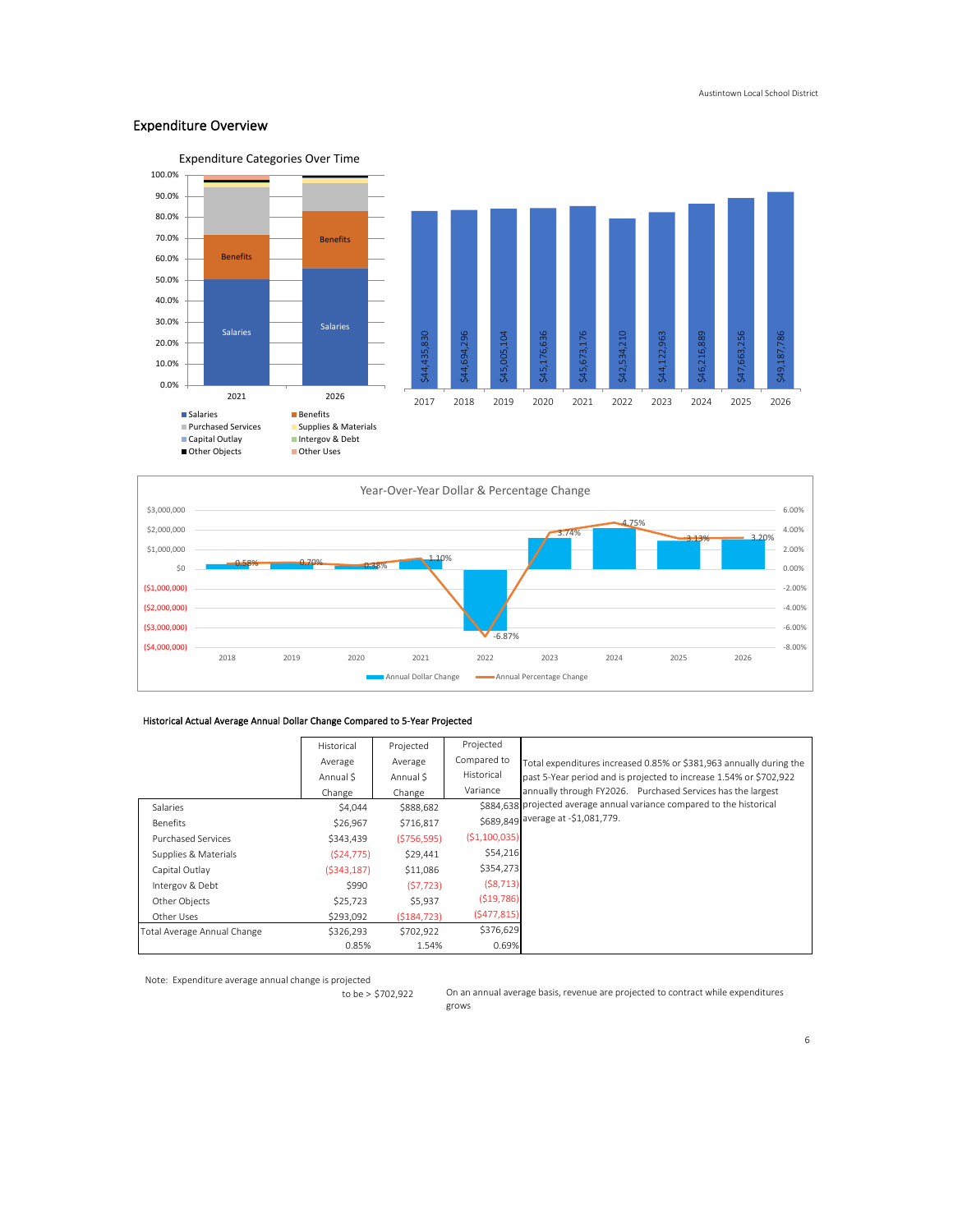## Expenditure Overview

Expenditure Categories Over Time

| | 2017 | 2018 | 2019 | 2020 | 2021 | 2022 | 2023 | 2024 | 2025 | 2026 |
|---|---|---|---|---|---|---|---|---|---|---|
| Total | $44,435,830 | $44,694,296 | $45,005,104 | $45,176,636 | $45,673,176 | $42,534,210 | $44,122,963 | $46,216,889 | $47,663,256 | $49,187,786 |

Year-Over-Year Dollar & Percentage Change

| | 2018 | 2019 | 2020 | 2021 | 2022 | 2023 | 2024 | 2025 | 2026 |
|---|---|---|---|---|---|---|---|---|---|
| Annual Percentage Change | 0.58% | 0.70% | 0.38% | 1.10% | -6.87% | 3.74% | 4.75% | 3.13% | 3.20% |

Historical Actual Average Annual Dollar Change Compared to 5-Year Projected

| | Historical Average Annual $ Change | Projected Average Annual $ Change | Projected Compared to Historical Variance |
|---|---|---|---|
| Salaries | $4,044 | $888,682 | $884,638 |
| Benefits | $26,967 | $716,817 | $689,849 |
| Purchased Services | $343,439 | ($756,595) | ($1,100,035) |
| Supplies & Materials | ($24,775) | $29,441 | $54,216 |
| Capital Outlay | ($343,187) | $11,086 | $354,273 |
| Intergov & Debt | $990 | ($7,723) | ($8,713) |
| Other Objects | $25,723 | $5,937 | ($19,786) |
| Other Uses | $293,092 | ($184,723) | ($477,815) |
| Total Average Annual Change | $326,293 | $702,922 | $376,629 |
| | 0.85% | 1.54% | 0.69% |

Total expenditures increased 0.85% or $381,963 annually during the past 5-Year period and is projected to increase 1.54% or $702,922 annually through FY2026. Purchased Services has the largest projected average annual variance compared to the historical average at -$1,081,779.

Note: Expenditure average annual change is projected to be > $702,922

On an annual average basis, revenue are projected to contract while expenditures grows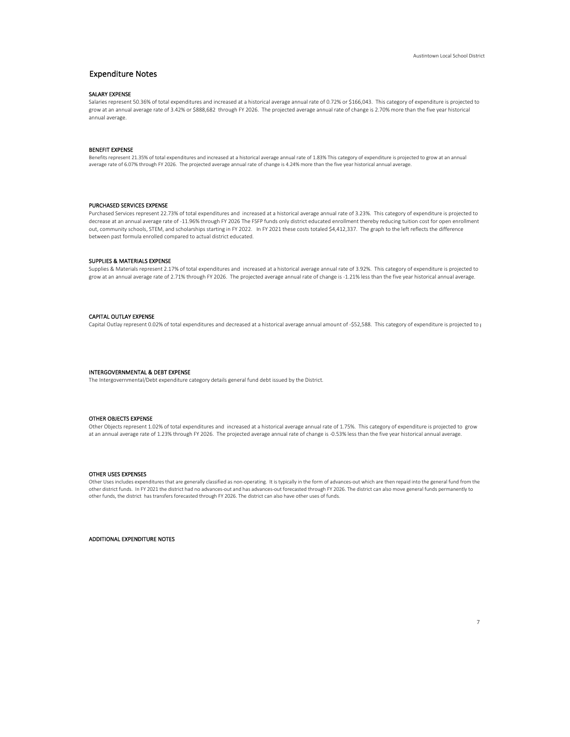# Expenditure Notes

### SALARY EXPENSE

Salaries represent 50.36% of total expenditures and increased at a historical average annual rate of 0.72% or $166,043. This category of expenditure is projected to grow at an annual average rate of 3.42% or $888,682 through FY 2026. The projected average annual rate of change is 2.70% more than the five year historical annual average.

### BENEFIT EXPENSE

Benefits represent 21.35% of total expenditures and increased at a historical average annual rate of 1.83% This category of expenditure is projected to grow at an annual average rate of 6.07% through FY 2026. The projected average annual rate of change is 4.24% more than the five year historical annual average.

### PURCHASED SERVICES EXPENSE

Purchased Services represent 22.73% of total expenditures and increased at a historical average annual rate of 3.23%. This category of expenditure is projected to decrease at an annual average rate of -11.96% through FY 2026 The FSFP funds only district educated enrollment thereby reducing tuition cost for open enrollment out, community schools, STEM, and scholarships starting in FY 2022. In FY 2021 these costs totaled $4,412,337. The graph to the left reflects the difference between past formula enrolled compared to actual district educated.

### SUPPLIES & MATERIALS EXPENSE

Supplies & Materials represent 2.17% of total expenditures and increased at a historical average annual rate of 3.92%. This category of expenditure is projected to grow at an annual average rate of 2.71% through FY 2026. The projected average annual rate of change is -1.21% less than the five year historical annual average.

### CAPITAL OUTLAY EXPENSE

Capital Outlay represent 0.02% of total expenditures and decreased at a historical average annual amount of -$52,588. This category of expenditure is projected to g

### INTERGOVERNMENTAL & DEBT EXPENSE

The Intergovernmental/Debt expenditure category details general fund debt issued by the District.

### OTHER OBJECTS EXPENSE

Other Objects represent 1.02% of total expenditures and increased at a historical average annual rate of 1.75%. This category of expenditure is projected to grow at an annual average rate of 1.23% through FY 2026. The projected average annual rate of change is -0.53% less than the five year historical annual average.

### OTHER USES EXPENSES

Other Uses includes expenditures that are generally classified as non-operating. It is typically in the form of advances-out which are then repaid into the general fund from the other district funds. In FY 2021 the district had no advances-out and has advances-out forecasted through FY 2026. The district can also move general funds permanently to other funds, the district has transfers forecasted through FY 2026. The district can also have other uses of funds.

### ADDITIONAL EXPENDITURE NOTES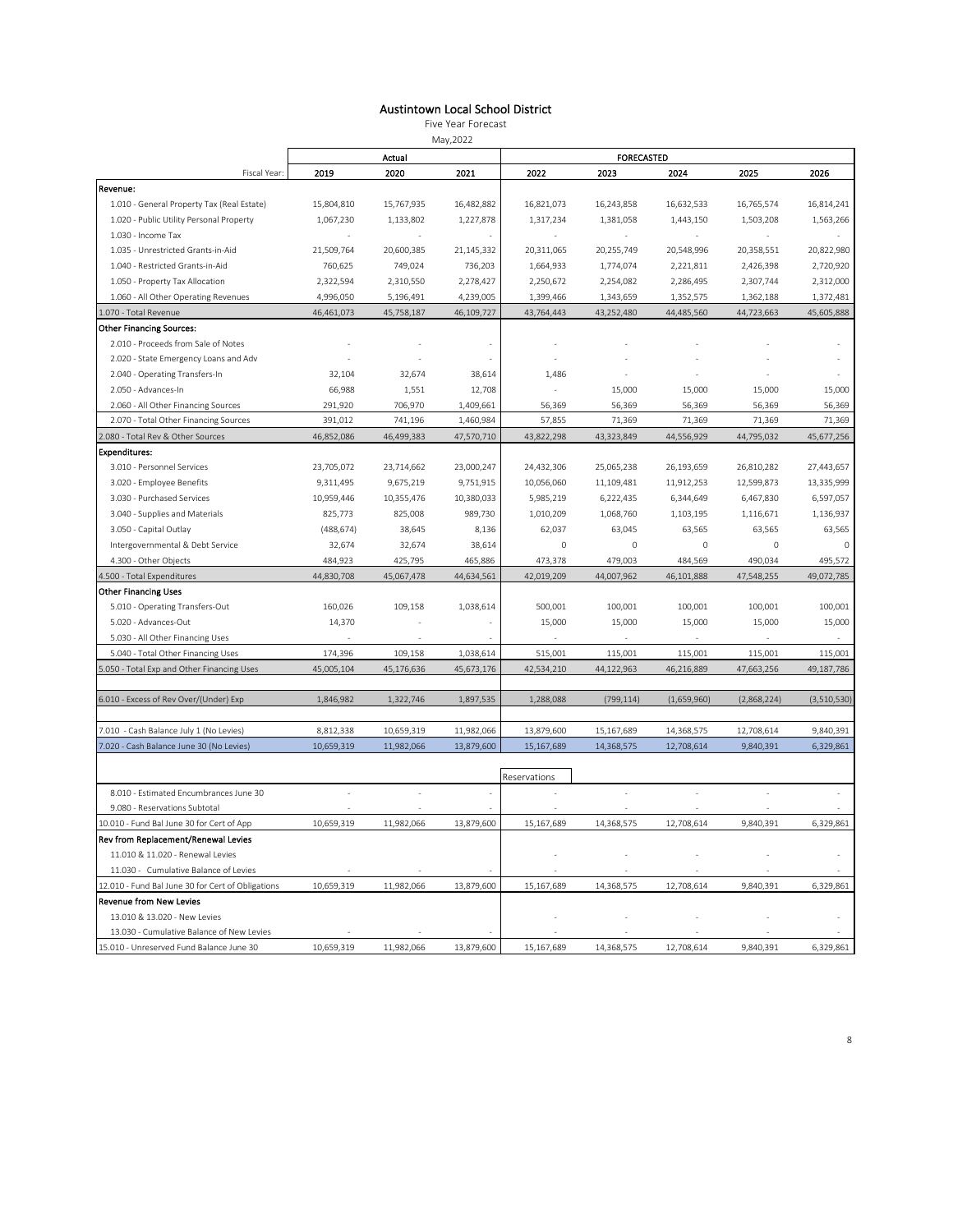# Austintown Local School District

Five Year Forecast

May,2022

| | Actual | | | FORECASTED | | | | |
|---|---|---|---|---|---|---|---|---|
| Fiscal Year: | 2019 | 2020 | 2021 | 2022 | 2023 | 2024 | 2025 | 2026 |
| **Revenue:** | | | | | | | | |
| 1.010 - General Property Tax (Real Estate) | 15,804,810 | 15,767,935 | 16,482,882 | 16,821,073 | 16,243,858 | 16,632,533 | 16,765,574 | 16,814,241 |
| 1.020 - Public Utility Personal Property | 1,067,230 | 1,133,802 | 1,227,878 | 1,317,234 | 1,381,058 | 1,443,150 | 1,503,208 | 1,563,266 |
| 1.030 - Income Tax | - | - | - | - | - | - | - | - |
| 1.035 - Unrestricted Grants-in-Aid | 21,509,764 | 20,600,385 | 21,145,332 | 20,311,065 | 20,255,749 | 20,548,996 | 20,358,551 | 20,822,980 |
| 1.040 - Restricted Grants-in-Aid | 760,625 | 749,024 | 736,203 | 1,664,933 | 1,774,074 | 2,221,811 | 2,426,398 | 2,720,920 |
| 1.050 - Property Tax Allocation | 2,322,594 | 2,310,550 | 2,278,427 | 2,250,672 | 2,254,082 | 2,286,495 | 2,307,744 | 2,312,000 |
| 1.060 - All Other Operating Revenues | 4,996,050 | 5,196,491 | 4,239,005 | 1,399,466 | 1,343,659 | 1,352,575 | 1,362,188 | 1,372,481 |
| 1.070 - Total Revenue | 46,461,073 | 45,758,187 | 46,109,727 | 43,764,443 | 43,252,480 | 44,485,560 | 44,723,663 | 45,605,888 |
| **Other Financing Sources:** | | | | | | | | |
| 2.010 - Proceeds from Sale of Notes | - | - | - | - | - | - | - | - |
| 2.020 - State Emergency Loans and Adv | - | - | - | - | - | - | - | - |
| 2.040 - Operating Transfers-In | 32,104 | 32,674 | 38,614 | 1,486 | - | - | - | - |
| 2.050 - Advances-In | 66,988 | 1,551 | 12,708 | - | 15,000 | 15,000 | 15,000 | 15,000 |
| 2.060 - All Other Financing Sources | 291,920 | 706,970 | 1,409,661 | 56,369 | 56,369 | 56,369 | 56,369 | 56,369 |
| 2.070 - Total Other Financing Sources | 391,012 | 741,196 | 1,460,984 | 57,855 | 71,369 | 71,369 | 71,369 | 71,369 |
| 2.080 - Total Rev & Other Sources | 46,852,086 | 46,499,383 | 47,570,710 | 43,822,298 | 43,323,849 | 44,556,929 | 44,795,032 | 45,677,256 |
| **Expenditures:** | | | | | | | | |
| 3.010 - Personnel Services | 23,705,072 | 23,714,662 | 23,000,247 | 24,432,306 | 25,065,238 | 26,193,659 | 26,810,282 | 27,443,657 |
| 3.020 - Employee Benefits | 9,311,495 | 9,675,219 | 9,751,915 | 10,056,060 | 11,109,481 | 11,912,253 | 12,599,873 | 13,335,999 |
| 3.030 - Purchased Services | 10,959,446 | 10,355,476 | 10,380,033 | 5,985,219 | 6,222,435 | 6,344,649 | 6,467,830 | 6,597,057 |
| 3.040 - Supplies and Materials | 825,773 | 825,008 | 989,730 | 1,010,209 | 1,068,760 | 1,103,195 | 1,116,671 | 1,136,937 |
| 3.050 - Capital Outlay | (488,674) | 38,645 | 8,136 | 62,037 | 63,045 | 63,565 | 63,565 | 63,565 |
| Intergovernmental & Debt Service | 32,674 | 32,674 | 38,614 | 0 | 0 | 0 | 0 | 0 |
| 4.300 - Other Objects | 484,923 | 425,795 | 465,886 | 473,378 | 479,003 | 484,569 | 490,034 | 495,572 |
| 4.500 - Total Expenditures | 44,830,708 | 45,067,478 | 44,634,561 | 42,019,209 | 44,007,962 | 46,101,888 | 47,548,255 | 49,072,785 |
| **Other Financing Uses** | | | | | | | | |
| 5.010 - Operating Transfers-Out | 160,026 | 109,158 | 1,038,614 | 500,001 | 100,001 | 100,001 | 100,001 | 100,001 |
| 5.020 - Advances-Out | 14,370 | - | - | 15,000 | 15,000 | 15,000 | 15,000 | 15,000 |
| 5.030 - All Other Financing Uses | - | - | - | - | - | - | - | - |
| 5.040 - Total Other Financing Uses | 174,396 | 109,158 | 1,038,614 | 515,001 | 115,001 | 115,001 | 115,001 | 115,001 |
| 5.050 - Total Exp and Other Financing Uses | 45,005,104 | 45,176,636 | 45,673,176 | 42,534,210 | 44,122,963 | 46,216,889 | 47,663,256 | 49,187,786 |
| | | | | | | | | |
| 6.010 - Excess of Rev Over/(Under) Exp | 1,846,982 | 1,322,746 | 1,897,535 | 1,288,088 | (799,114) | (1,659,960) | (2,868,224) | (3,510,530) |
| | | | | | | | | |
| 7.010 - Cash Balance July 1 (No Levies) | 8,812,338 | 10,659,319 | 11,982,066 | 13,879,600 | 15,167,689 | 14,368,575 | 12,708,614 | 9,840,391 |
| 7.020 - Cash Balance June 30 (No Levies) | 10,659,319 | 11,982,066 | 13,879,600 | 15,167,689 | 14,368,575 | 12,708,614 | 9,840,391 | 6,329,861 |
| | | | | Reservations | | | | |
| 8.010 - Estimated Encumbrances June 30 | - | - | - | - | - | - | - | - |
| 9.080 - Reservations Subtotal | - | - | - | - | - | - | - | - |
| 10.010 - Fund Bal June 30 for Cert of App | 10,659,319 | 11,982,066 | 13,879,600 | 15,167,689 | 14,368,575 | 12,708,614 | 9,840,391 | 6,329,861 |
| **Rev from Replacement/Renewal Levies** | | | | | | | | |
| 11.010 & 11.020 - Renewal Levies | | | | - | - | - | - | - |
| 11.030 - Cumulative Balance of Levies | - | - | - | - | - | - | - | - |
| 12.010 - Fund Bal June 30 for Cert of Obligations | 10,659,319 | 11,982,066 | 13,879,600 | 15,167,689 | 14,368,575 | 12,708,614 | 9,840,391 | 6,329,861 |
| **Revenue from New Levies** | | | | | | | | |
| 13.010 & 13.020 - New Levies | | | | - | - | - | - | - |
| 13.030 - Cumulative Balance of New Levies | - | - | - | - | - | - | - | - |
| 15.010 - Unreserved Fund Balance June 30 | 10,659,319 | 11,982,066 | 13,879,600 | 15,167,689 | 14,368,575 | 12,708,614 | 9,840,391 | 6,329,861 |